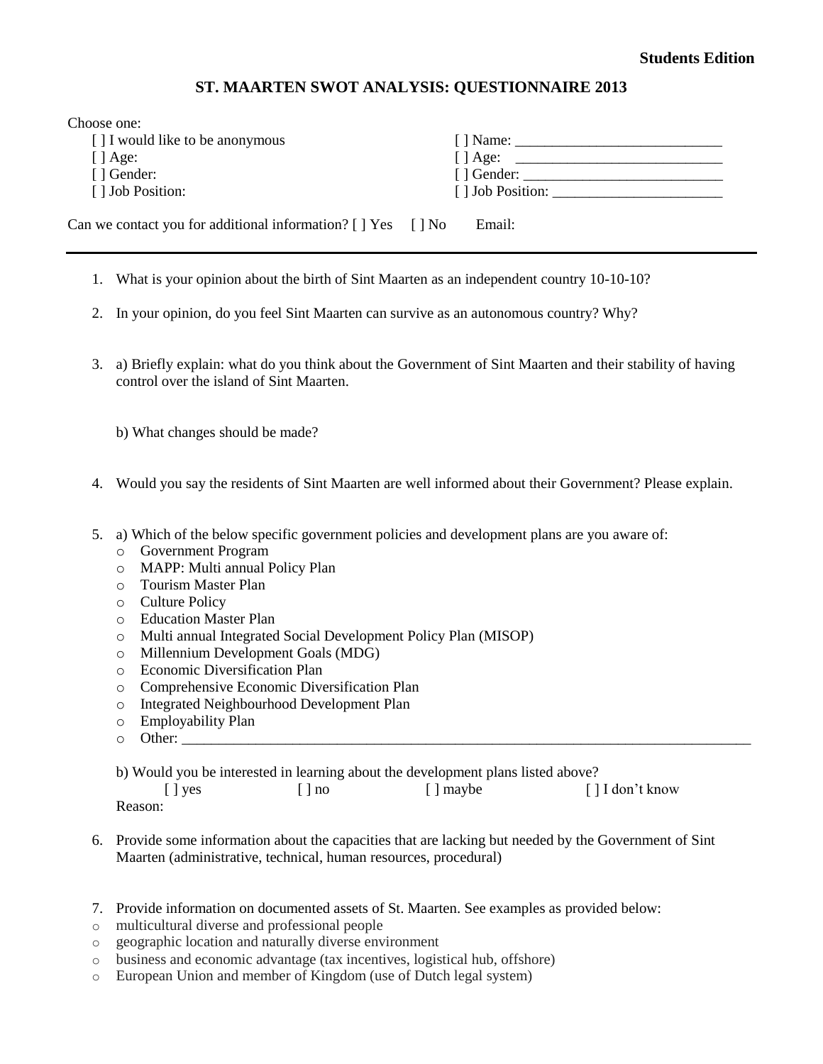**Students Edition**

# ST. MAARTEN SWOT ANALYSIS: QUESTIONNAIRE 2013

Choose one:

| | |
|---|---|
| [ ] I would like to be anonymous | [ ] Name: ___________________________ |
| [ ] Age: | [ ] Age: ___________________________ |
| [ ] Gender: | [ ] Gender: ___________________________ |
| [ ] Job Position: | [ ] Job Position: _______________________ |

Can we contact you for additional information? [ ] Yes [ ] No Email:

---

1. What is your opinion about the birth of Sint Maarten as an independent country 10-10-10?

2. In your opinion, do you feel Sint Maarten can survive as an autonomous country? Why?

3. a) Briefly explain: what do you think about the Government of Sint Maarten and their stability of having control over the island of Sint Maarten.

   b) What changes should be made?

4. Would you say the residents of Sint Maarten are well informed about their Government? Please explain.

5. a) Which of the below specific government policies and development plans are you aware of:
   - Government Program
   - MAPP: Multi annual Policy Plan
   - Tourism Master Plan
   - Culture Policy
   - Education Master Plan
   - Multi annual Integrated Social Development Policy Plan (MISOP)
   - Millennium Development Goals (MDG)
   - Economic Diversification Plan
   - Comprehensive Economic Diversification Plan
   - Integrated Neighbourhood Development Plan
   - Employability Plan
   - Other: ________________________________________________________________________________

   b) Would you be interested in learning about the development plans listed above?

   [ ] yes [ ] no [ ] maybe [ ] I don't know

   Reason:

6. Provide some information about the capacities that are lacking but needed by the Government of Sint Maarten (administrative, technical, human resources, procedural)

7. Provide information on documented assets of St. Maarten. See examples as provided below:
   - multicultural diverse and professional people
   - geographic location and naturally diverse environment
   - business and economic advantage (tax incentives, logistical hub, offshore)
   - European Union and member of Kingdom (use of Dutch legal system)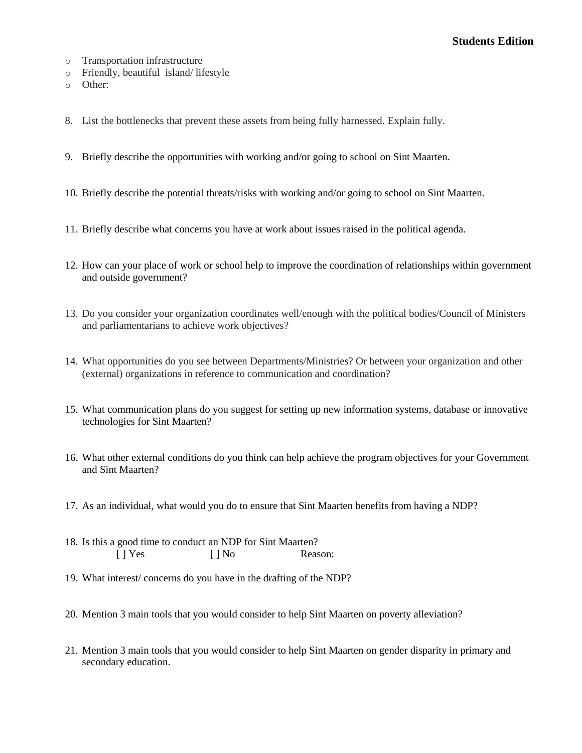- Transportation infrastructure
- Friendly, beautiful island/ lifestyle
- Other:

8. List the bottlenecks that prevent these assets from being fully harnessed. Explain fully.

9. Briefly describe the opportunities with working and/or going to school on Sint Maarten.

10. Briefly describe the potential threats/risks with working and/or going to school on Sint Maarten.

11. Briefly describe what concerns you have at work about issues raised in the political agenda.

12. How can your place of work or school help to improve the coordination of relationships within government and outside government?

13. Do you consider your organization coordinates well/enough with the political bodies/Council of Ministers and parliamentarians to achieve work objectives?

14. What opportunities do you see between Departments/Ministries? Or between your organization and other (external) organizations in reference to communication and coordination?

15. What communication plans do you suggest for setting up new information systems, database or innovative technologies for Sint Maarten?

16. What other external conditions do you think can help achieve the program objectives for your Government and Sint Maarten?

17. As an individual, what would you do to ensure that Sint Maarten benefits from having a NDP?

18. Is this a good time to conduct an NDP for Sint Maarten?
    [ ] Yes [ ] No Reason:

19. What interest/ concerns do you have in the drafting of the NDP?

20. Mention 3 main tools that you would consider to help Sint Maarten on poverty alleviation?

21. Mention 3 main tools that you would consider to help Sint Maarten on gender disparity in primary and secondary education.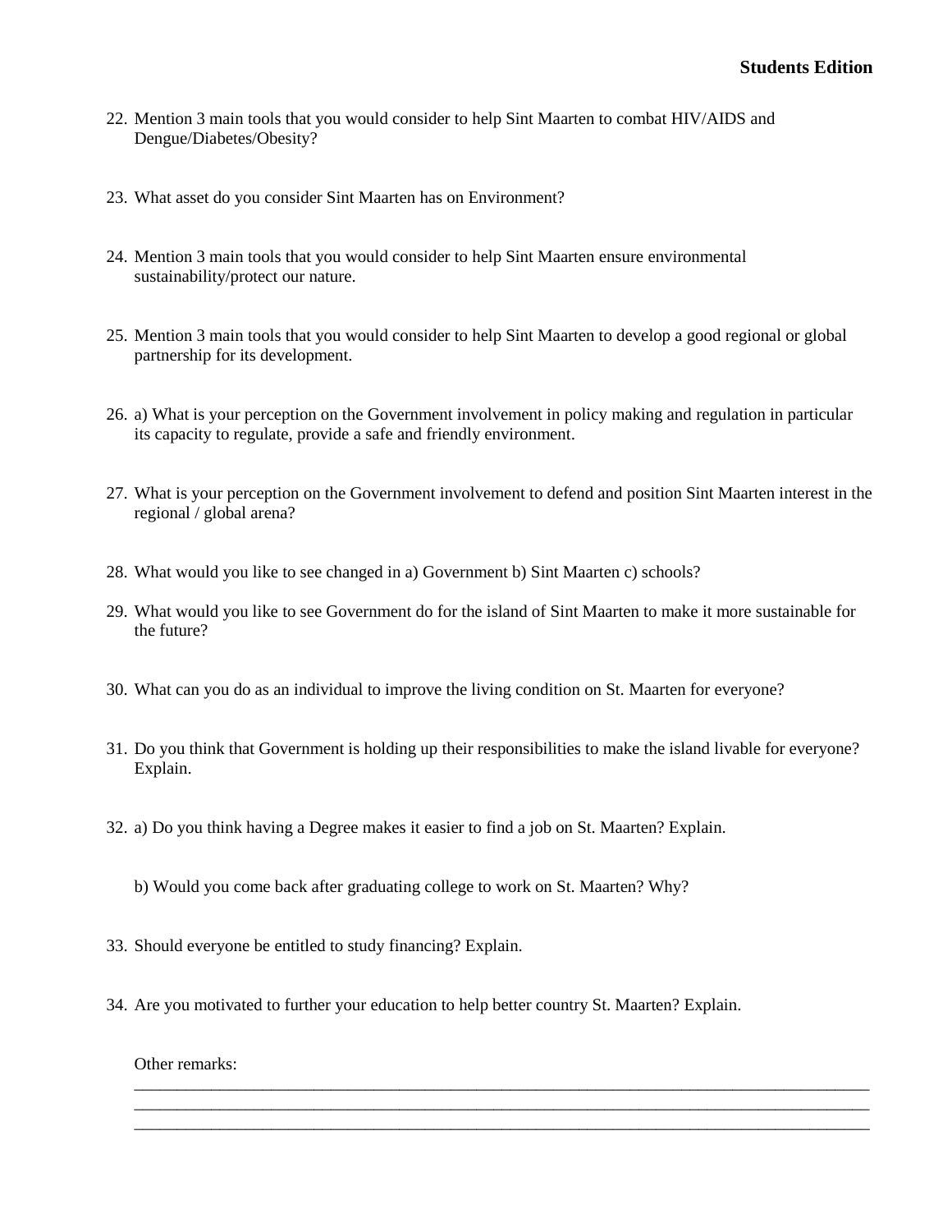22. Mention 3 main tools that you would consider to help Sint Maarten to combat HIV/AIDS and Dengue/Diabetes/Obesity?

23. What asset do you consider Sint Maarten has on Environment?

24. Mention 3 main tools that you would consider to help Sint Maarten ensure environmental sustainability/protect our nature.

25. Mention 3 main tools that you would consider to help Sint Maarten to develop a good regional or global partnership for its development.

26. a) What is your perception on the Government involvement in policy making and regulation in particular its capacity to regulate, provide a safe and friendly environment.

27. What is your perception on the Government involvement to defend and position Sint Maarten interest in the regional / global arena?

28. What would you like to see changed in a) Government b) Sint Maarten c) schools?

29. What would you like to see Government do for the island of Sint Maarten to make it more sustainable for the future?

30. What can you do as an individual to improve the living condition on St. Maarten for everyone?

31. Do you think that Government is holding up their responsibilities to make the island livable for everyone? Explain.

32. a) Do you think having a Degree makes it easier to find a job on St. Maarten? Explain.

    b) Would you come back after graduating college to work on St. Maarten? Why?

33. Should everyone be entitled to study financing? Explain.

34. Are you motivated to further your education to help better country St. Maarten? Explain.

Other remarks:
___________________________________________________________________________
___________________________________________________________________________
___________________________________________________________________________